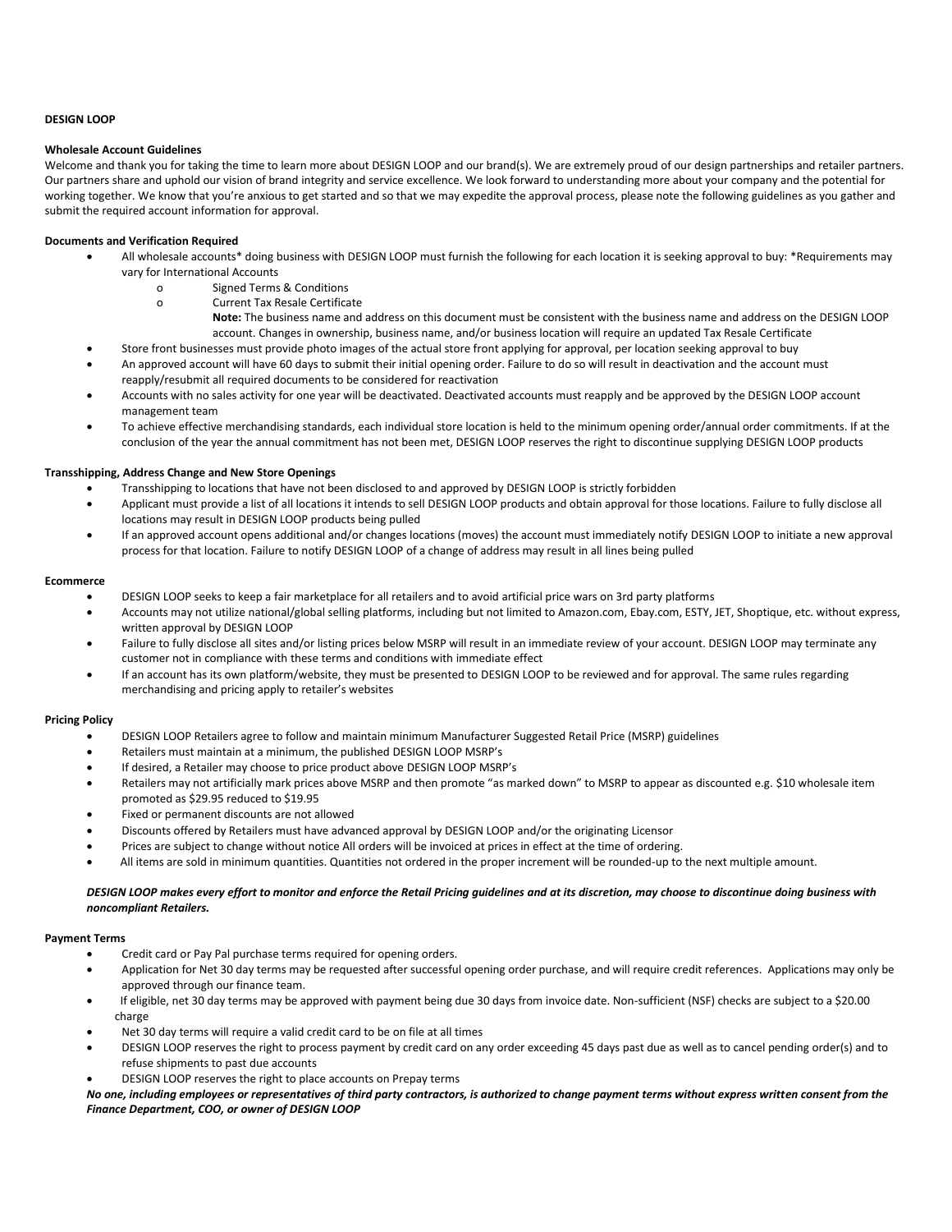**DESIGN LOOP**

**Wholesale Account Guidelines**

Welcome and thank you for taking the time to learn more about DESIGN LOOP and our brand(s). We are extremely proud of our design partnerships and retailer partners. Our partners share and uphold our vision of brand integrity and service excellence. We look forward to understanding more about your company and the potential for working together. We know that you're anxious to get started and so that we may expedite the approval process, please note the following guidelines as you gather and submit the required account information for approval.

**Documents and Verification Required**

- All wholesale accounts* doing business with DESIGN LOOP must furnish the following for each location it is seeking approval to buy: *Requirements may vary for International Accounts
  - Signed Terms & Conditions
  - Current Tax Resale Certificate

    **Note:** The business name and address on this document must be consistent with the business name and address on the DESIGN LOOP account. Changes in ownership, business name, and/or business location will require an updated Tax Resale Certificate
- Store front businesses must provide photo images of the actual store front applying for approval, per location seeking approval to buy
- An approved account will have 60 days to submit their initial opening order. Failure to do so will result in deactivation and the account must reapply/resubmit all required documents to be considered for reactivation
- Accounts with no sales activity for one year will be deactivated. Deactivated accounts must reapply and be approved by the DESIGN LOOP account management team
- To achieve effective merchandising standards, each individual store location is held to the minimum opening order/annual order commitments. If at the conclusion of the year the annual commitment has not been met, DESIGN LOOP reserves the right to discontinue supplying DESIGN LOOP products

**Transshipping, Address Change and New Store Openings**

- Transshipping to locations that have not been disclosed to and approved by DESIGN LOOP is strictly forbidden
- Applicant must provide a list of all locations it intends to sell DESIGN LOOP products and obtain approval for those locations. Failure to fully disclose all locations may result in DESIGN LOOP products being pulled
- If an approved account opens additional and/or changes locations (moves) the account must immediately notify DESIGN LOOP to initiate a new approval process for that location. Failure to notify DESIGN LOOP of a change of address may result in all lines being pulled

**Ecommerce**

- DESIGN LOOP seeks to keep a fair marketplace for all retailers and to avoid artificial price wars on 3rd party platforms
- Accounts may not utilize national/global selling platforms, including but not limited to Amazon.com, Ebay.com, ESTY, JET, Shoptique, etc. without express, written approval by DESIGN LOOP
- Failure to fully disclose all sites and/or listing prices below MSRP will result in an immediate review of your account. DESIGN LOOP may terminate any customer not in compliance with these terms and conditions with immediate effect
- If an account has its own platform/website, they must be presented to DESIGN LOOP to be reviewed and for approval. The same rules regarding merchandising and pricing apply to retailer's websites

**Pricing Policy**

- DESIGN LOOP Retailers agree to follow and maintain minimum Manufacturer Suggested Retail Price (MSRP) guidelines
- Retailers must maintain at a minimum, the published DESIGN LOOP MSRP's
- If desired, a Retailer may choose to price product above DESIGN LOOP MSRP's
- Retailers may not artificially mark prices above MSRP and then promote "as marked down" to MSRP to appear as discounted e.g. $10 wholesale item promoted as $29.95 reduced to $19.95
- Fixed or permanent discounts are not allowed
- Discounts offered by Retailers must have advanced approval by DESIGN LOOP and/or the originating Licensor
- Prices are subject to change without notice All orders will be invoiced at prices in effect at the time of ordering.
- All items are sold in minimum quantities. Quantities not ordered in the proper increment will be rounded-up to the next multiple amount.

***DESIGN LOOP makes every effort to monitor and enforce the Retail Pricing guidelines and at its discretion, may choose to discontinue doing business with noncompliant Retailers.***

**Payment Terms**

- Credit card or Pay Pal purchase terms required for opening orders.
- Application for Net 30 day terms may be requested after successful opening order purchase, and will require credit references. Applications may only be approved through our finance team.
- If eligible, net 30 day terms may be approved with payment being due 30 days from invoice date. Non-sufficient (NSF) checks are subject to a $20.00 charge
- Net 30 day terms will require a valid credit card to be on file at all times
- DESIGN LOOP reserves the right to process payment by credit card on any order exceeding 45 days past due as well as to cancel pending order(s) and to refuse shipments to past due accounts
- DESIGN LOOP reserves the right to place accounts on Prepay terms

***No one, including employees or representatives of third party contractors, is authorized to change payment terms without express written consent from the Finance Department, COO, or owner of DESIGN LOOP***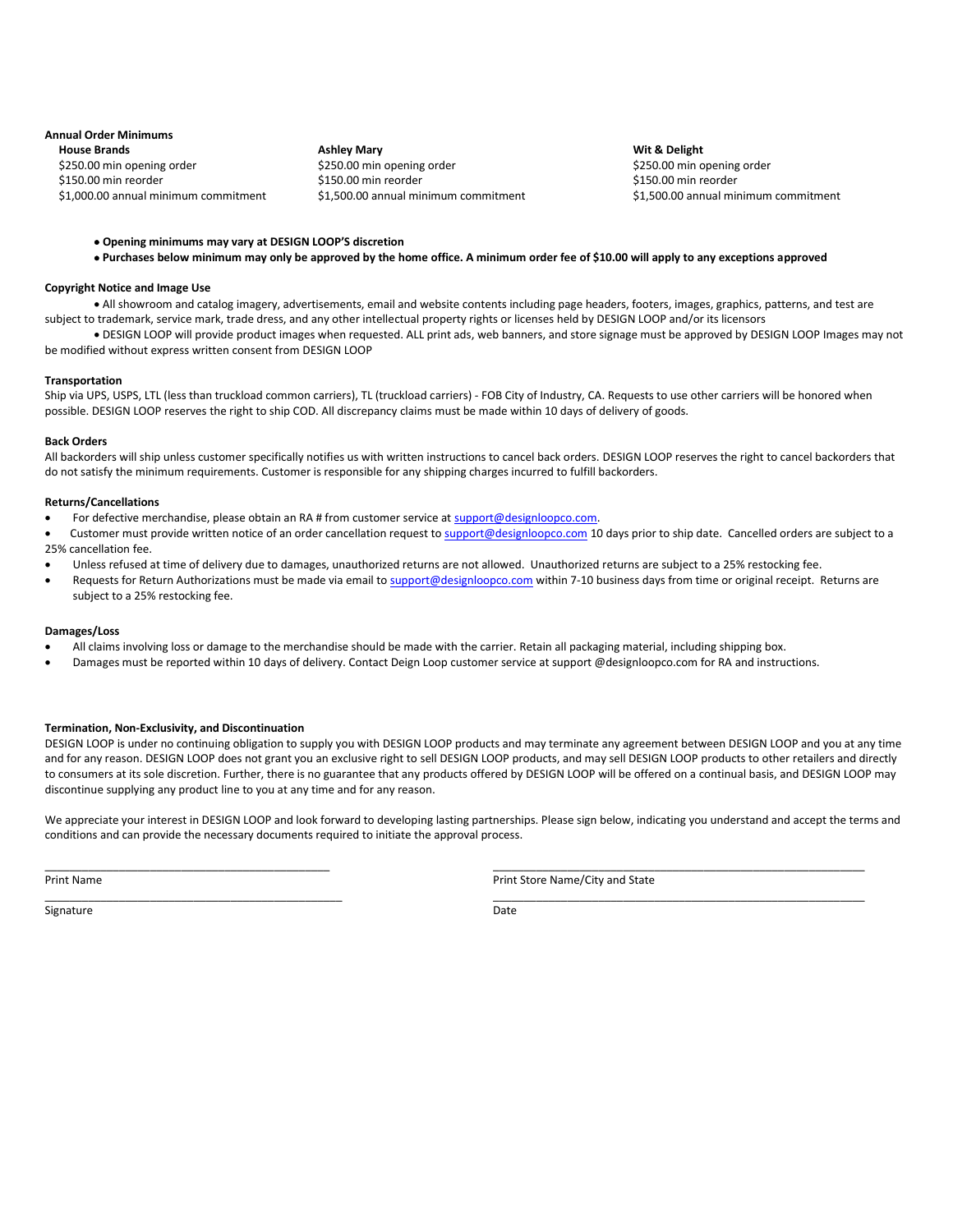**Annual Order Minimums**

| House Brands | Ashley Mary | Wit & Delight |
|---|---|---|
| $250.00 min opening order | $250.00 min opening order | $250.00 min opening order |
| $150.00 min reorder | $150.00 min reorder | $150.00 min reorder |
| $1,000.00 annual minimum commitment | $1,500.00 annual minimum commitment | $1,500.00 annual minimum commitment |

- **Opening minimums may vary at DESIGN LOOP'S discretion**
- **Purchases below minimum may only be approved by the home office. A minimum order fee of $10.00 will apply to any exceptions approved**

**Copyright Notice and Image Use**

- All showroom and catalog imagery, advertisements, email and website contents including page headers, footers, images, graphics, patterns, and test are subject to trademark, service mark, trade dress, and any other intellectual property rights or licenses held by DESIGN LOOP and/or its licensors
- DESIGN LOOP will provide product images when requested. ALL print ads, web banners, and store signage must be approved by DESIGN LOOP Images may not be modified without express written consent from DESIGN LOOP

**Transportation**

Ship via UPS, USPS, LTL (less than truckload common carriers), TL (truckload carriers) - FOB City of Industry, CA. Requests to use other carriers will be honored when possible. DESIGN LOOP reserves the right to ship COD. All discrepancy claims must be made within 10 days of delivery of goods.

**Back Orders**

All backorders will ship unless customer specifically notifies us with written instructions to cancel back orders. DESIGN LOOP reserves the right to cancel backorders that do not satisfy the minimum requirements. Customer is responsible for any shipping charges incurred to fulfill backorders.

**Returns/Cancellations**

- For defective merchandise, please obtain an RA # from customer service at support@designloopco.com.
- Customer must provide written notice of an order cancellation request to support@designloopco.com 10 days prior to ship date. Cancelled orders are subject to a 25% cancellation fee.
- Unless refused at time of delivery due to damages, unauthorized returns are not allowed. Unauthorized returns are subject to a 25% restocking fee.
- Requests for Return Authorizations must be made via email to support@designloopco.com within 7-10 business days from time or original receipt. Returns are subject to a 25% restocking fee.

**Damages/Loss**

- All claims involving loss or damage to the merchandise should be made with the carrier. Retain all packaging material, including shipping box.
- Damages must be reported within 10 days of delivery. Contact Deign Loop customer service at support @designloopco.com for RA and instructions.

**Termination, Non-Exclusivity, and Discontinuation**

DESIGN LOOP is under no continuing obligation to supply you with DESIGN LOOP products and may terminate any agreement between DESIGN LOOP and you at any time and for any reason. DESIGN LOOP does not grant you an exclusive right to sell DESIGN LOOP products, and may sell DESIGN LOOP products to other retailers and directly to consumers at its sole discretion. Further, there is no guarantee that any products offered by DESIGN LOOP will be offered on a continual basis, and DESIGN LOOP may discontinue supplying any product line to you at any time and for any reason.

We appreciate your interest in DESIGN LOOP and look forward to developing lasting partnerships. Please sign below, indicating you understand and accept the terms and conditions and can provide the necessary documents required to initiate the approval process.

______________________________________________
Print Name

______________________________________________
Print Store Name/City and State

______________________________________________
Signature

______________________________________________
Date